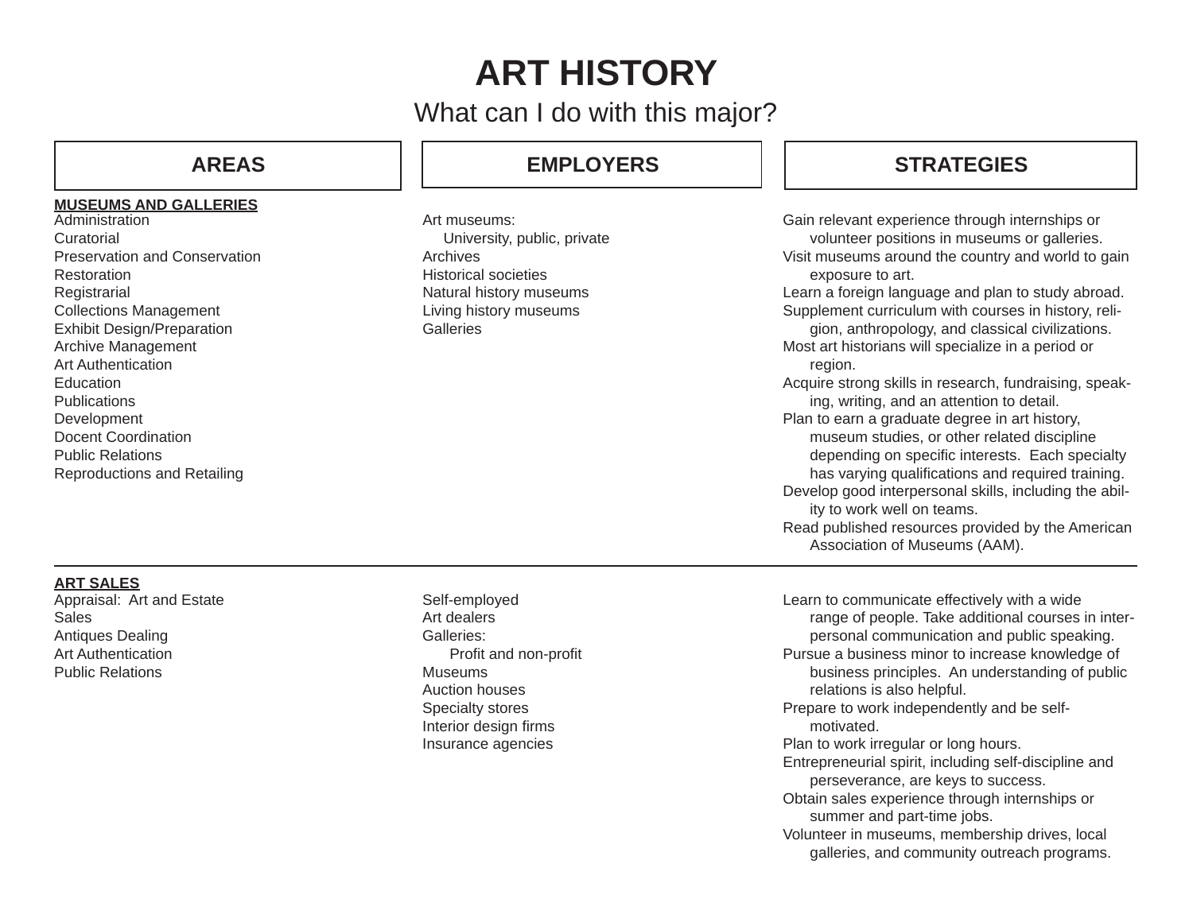# ART HISTORY

## What can I do with this major?

| AREAS | EMPLOYERS | STRATEGIES |
| --- | --- | --- |
| **MUSEUMS AND GALLERIES**<br>Administration<br>Curatorial<br>Preservation and Conservation<br>Restoration<br>Registrarial<br>Collections Management<br>Exhibit Design/Preparation<br>Archive Management<br>Art Authentication<br>Education<br>Publications<br>Development<br>Docent Coordination<br>Public Relations<br>Reproductions and Retailing | Art museums:<br>University, public, private<br>Archives<br>Historical societies<br>Natural history museums<br>Living history museums<br>Galleries | Gain relevant experience through internships or volunteer positions in museums or galleries.<br>Visit museums around the country and world to gain exposure to art.<br>Learn a foreign language and plan to study abroad.<br>Supplement curriculum with courses in history, religion, anthropology, and classical civilizations.<br>Most art historians will specialize in a period or region.<br>Acquire strong skills in research, fundraising, speaking, writing, and an attention to detail.<br>Plan to earn a graduate degree in art history, museum studies, or other related discipline depending on specific interests. Each specialty has varying qualifications and required training.<br>Develop good interpersonal skills, including the ability to work well on teams.<br>Read published resources provided by the American Association of Museums (AAM). |
| **ART SALES**<br>Appraisal: Art and Estate<br>Sales<br>Antiques Dealing<br>Art Authentication<br>Public Relations | Self-employed<br>Art dealers<br>Galleries:<br>Profit and non-profit<br>Museums<br>Auction houses<br>Specialty stores<br>Interior design firms<br>Insurance agencies | Learn to communicate effectively with a wide range of people. Take additional courses in interpersonal communication and public speaking.<br>Pursue a business minor to increase knowledge of business principles. An understanding of public relations is also helpful.<br>Prepare to work independently and be self-motivated.<br>Plan to work irregular or long hours.<br>Entrepreneurial spirit, including self-discipline and perseverance, are keys to success.<br>Obtain sales experience through internships or summer and part-time jobs.<br>Volunteer in museums, membership drives, local galleries, and community outreach programs. |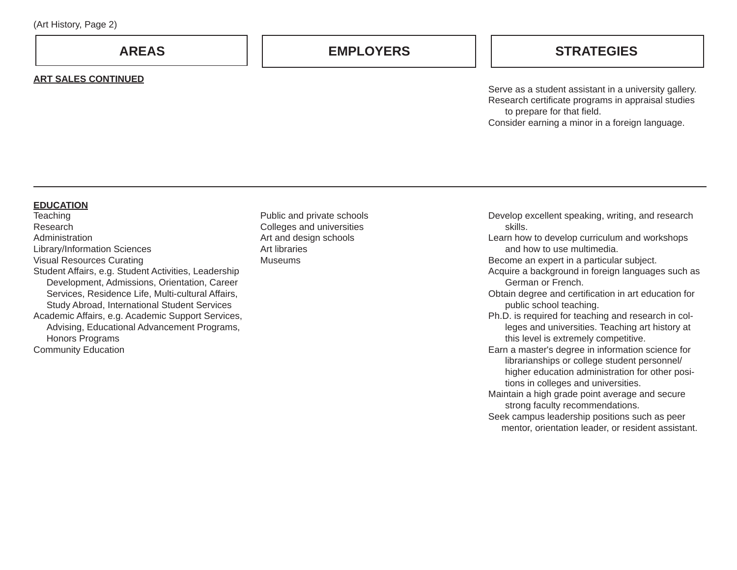| AREAS | EMPLOYERS | STRATEGIES |
|---|---|---|
| **ART SALES CONTINUED** | | Serve as a student assistant in a university gallery.<br>Research certificate programs in appraisal studies to prepare for that field.<br>Consider earning a minor in a foreign language. |
| **EDUCATION**<br>Teaching<br>Research<br>Administration<br>Library/Information Sciences<br>Visual Resources Curating<br>Student Affairs, e.g. Student Activities, Leadership Development, Admissions, Orientation, Career Services, Residence Life, Multi-cultural Affairs, Study Abroad, International Student Services<br>Academic Affairs, e.g. Academic Support Services, Advising, Educational Advancement Programs, Honors Programs<br>Community Education | Public and private schools<br>Colleges and universities<br>Art and design schools<br>Art libraries<br>Museums | Develop excellent speaking, writing, and research skills.<br>Learn how to develop curriculum and workshops and how to use multimedia.<br>Become an expert in a particular subject.<br>Acquire a background in foreign languages such as German or French.<br>Obtain degree and certification in art education for public school teaching.<br>Ph.D. is required for teaching and research in colleges and universities. Teaching art history at this level is extremely competitive.<br>Earn a master's degree in information science for librarianships or college student personnel/higher education administration for other positions in colleges and universities.<br>Maintain a high grade point average and secure strong faculty recommendations.<br>Seek campus leadership positions such as peer mentor, orientation leader, or resident assistant. |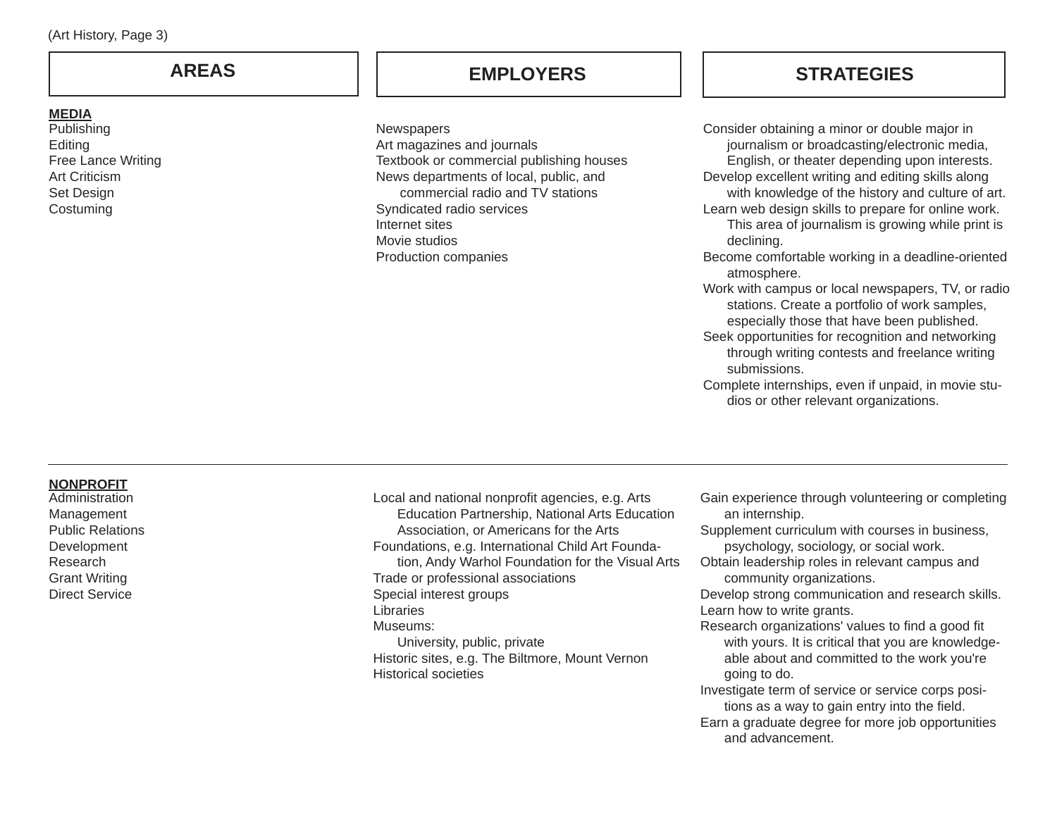| AREAS | EMPLOYERS | STRATEGIES |
|---|---|---|
| **MEDIA**<br>Publishing<br>Editing<br>Free Lance Writing<br>Art Criticism<br>Set Design<br>Costuming | Newspapers<br>Art magazines and journals<br>Textbook or commercial publishing houses<br>News departments of local, public, and commercial radio and TV stations<br>Syndicated radio services<br>Internet sites<br>Movie studios<br>Production companies | Consider obtaining a minor or double major in journalism or broadcasting/electronic media, English, or theater depending upon interests.<br>Develop excellent writing and editing skills along with knowledge of the history and culture of art.<br>Learn web design skills to prepare for online work. This area of journalism is growing while print is declining.<br>Become comfortable working in a deadline-oriented atmosphere.<br>Work with campus or local newspapers, TV, or radio stations. Create a portfolio of work samples, especially those that have been published.<br>Seek opportunities for recognition and networking through writing contests and freelance writing submissions.<br>Complete internships, even if unpaid, in movie studios or other relevant organizations. |
| **NONPROFIT**<br>Administration<br>Management<br>Public Relations<br>Development<br>Research<br>Grant Writing<br>Direct Service | Local and national nonprofit agencies, e.g. Arts Education Partnership, National Arts Education Association, or Americans for the Arts<br>Foundations, e.g. International Child Art Foundation, Andy Warhol Foundation for the Visual Arts<br>Trade or professional associations<br>Special interest groups<br>Libraries<br>Museums:<br>University, public, private<br>Historic sites, e.g. The Biltmore, Mount Vernon<br>Historical societies | Gain experience through volunteering or completing an internship.<br>Supplement curriculum with courses in business, psychology, sociology, or social work.<br>Obtain leadership roles in relevant campus and community organizations.<br>Develop strong communication and research skills.<br>Learn how to write grants.<br>Research organizations' values to find a good fit with yours. It is critical that you are knowledgeable about and committed to the work you're going to do.<br>Investigate term of service or service corps positions as a way to gain entry into the field.<br>Earn a graduate degree for more job opportunities and advancement. |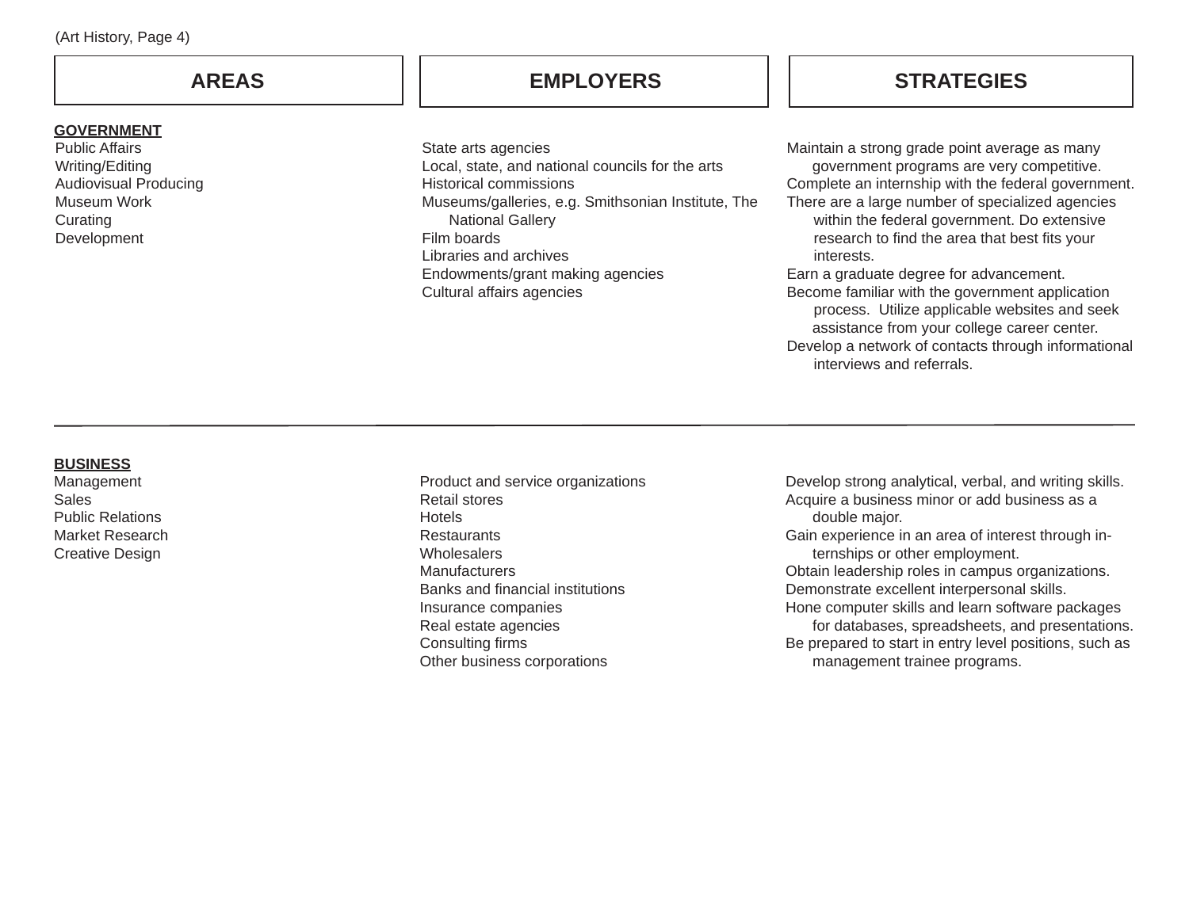| AREAS | EMPLOYERS | STRATEGIES |
|---|---|---|
| **GOVERNMENT**<br>Public Affairs<br>Writing/Editing<br>Audiovisual Producing<br>Museum Work<br>Curating<br>Development | State arts agencies<br>Local, state, and national councils for the arts<br>Historical commissions<br>Museums/galleries, e.g. Smithsonian Institute, The National Gallery<br>Film boards<br>Libraries and archives<br>Endowments/grant making agencies<br>Cultural affairs agencies | Maintain a strong grade point average as many government programs are very competitive.<br>Complete an internship with the federal government.<br>There are a large number of specialized agencies within the federal government. Do extensive research to find the area that best fits your interests.<br>Earn a graduate degree for advancement.<br>Become familiar with the government application process. Utilize applicable websites and seek assistance from your college career center.<br>Develop a network of contacts through informational interviews and referrals. |
| **BUSINESS**<br>Management<br>Sales<br>Public Relations<br>Market Research<br>Creative Design | Product and service organizations<br>Retail stores<br>Hotels<br>Restaurants<br>Wholesalers<br>Manufacturers<br>Banks and financial institutions<br>Insurance companies<br>Real estate agencies<br>Consulting firms<br>Other business corporations | Develop strong analytical, verbal, and writing skills.<br>Acquire a business minor or add business as a double major.<br>Gain experience in an area of interest through internships or other employment.<br>Obtain leadership roles in campus organizations.<br>Demonstrate excellent interpersonal skills.<br>Hone computer skills and learn software packages for databases, spreadsheets, and presentations.<br>Be prepared to start in entry level positions, such as management trainee programs. |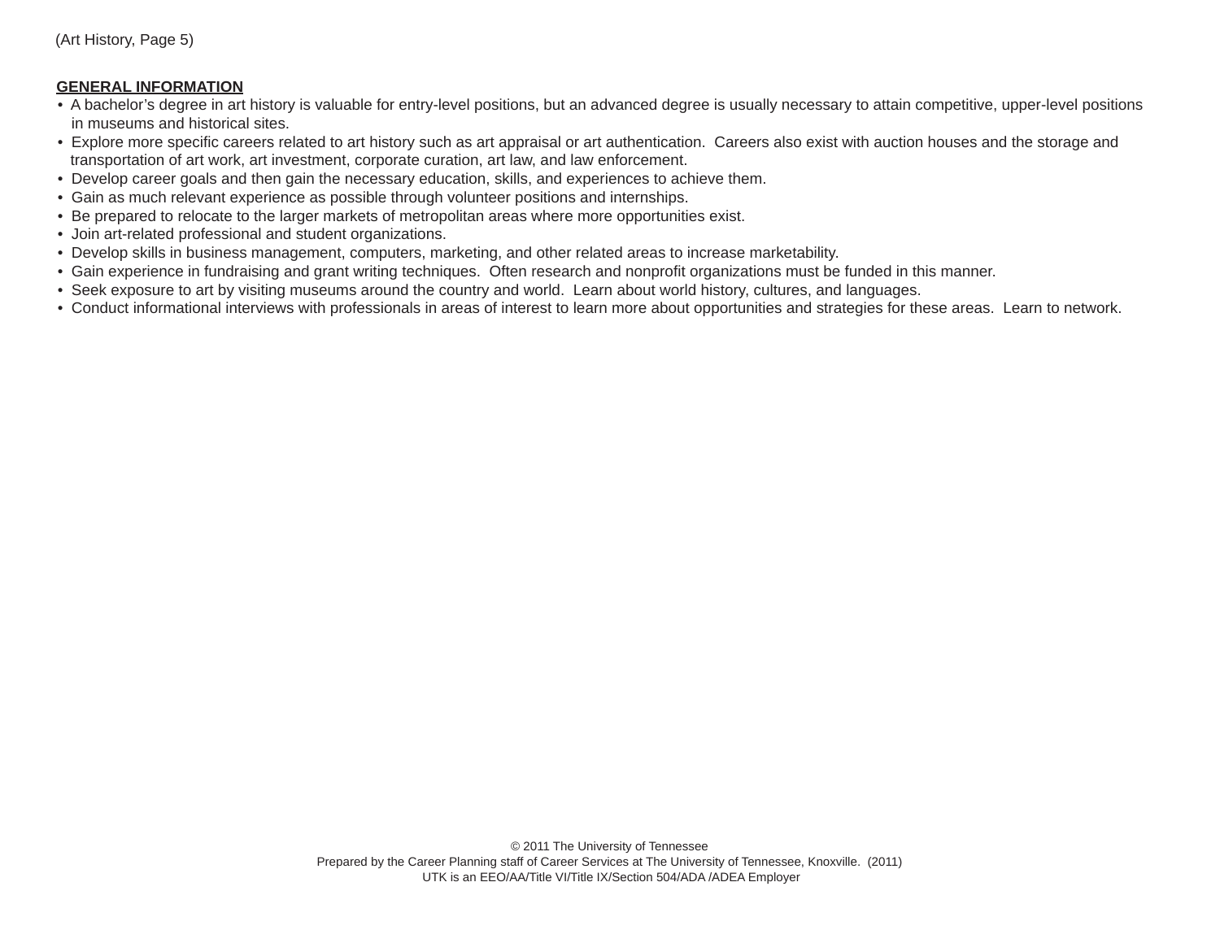## GENERAL INFORMATION

- A bachelor's degree in art history is valuable for entry-level positions, but an advanced degree is usually necessary to attain competitive, upper-level positions in museums and historical sites.
- Explore more specific careers related to art history such as art appraisal or art authentication. Careers also exist with auction houses and the storage and transportation of art work, art investment, corporate curation, art law, and law enforcement.
- Develop career goals and then gain the necessary education, skills, and experiences to achieve them.
- Gain as much relevant experience as possible through volunteer positions and internships.
- Be prepared to relocate to the larger markets of metropolitan areas where more opportunities exist.
- Join art-related professional and student organizations.
- Develop skills in business management, computers, marketing, and other related areas to increase marketability.
- Gain experience in fundraising and grant writing techniques. Often research and nonprofit organizations must be funded in this manner.
- Seek exposure to art by visiting museums around the country and world. Learn about world history, cultures, and languages.
- Conduct informational interviews with professionals in areas of interest to learn more about opportunities and strategies for these areas. Learn to network.

© 2011 The University of Tennessee
Prepared by the Career Planning staff of Career Services at The University of Tennessee, Knoxville. (2011)
UTK is an EEO/AA/Title VI/Title IX/Section 504/ADA /ADEA Employer